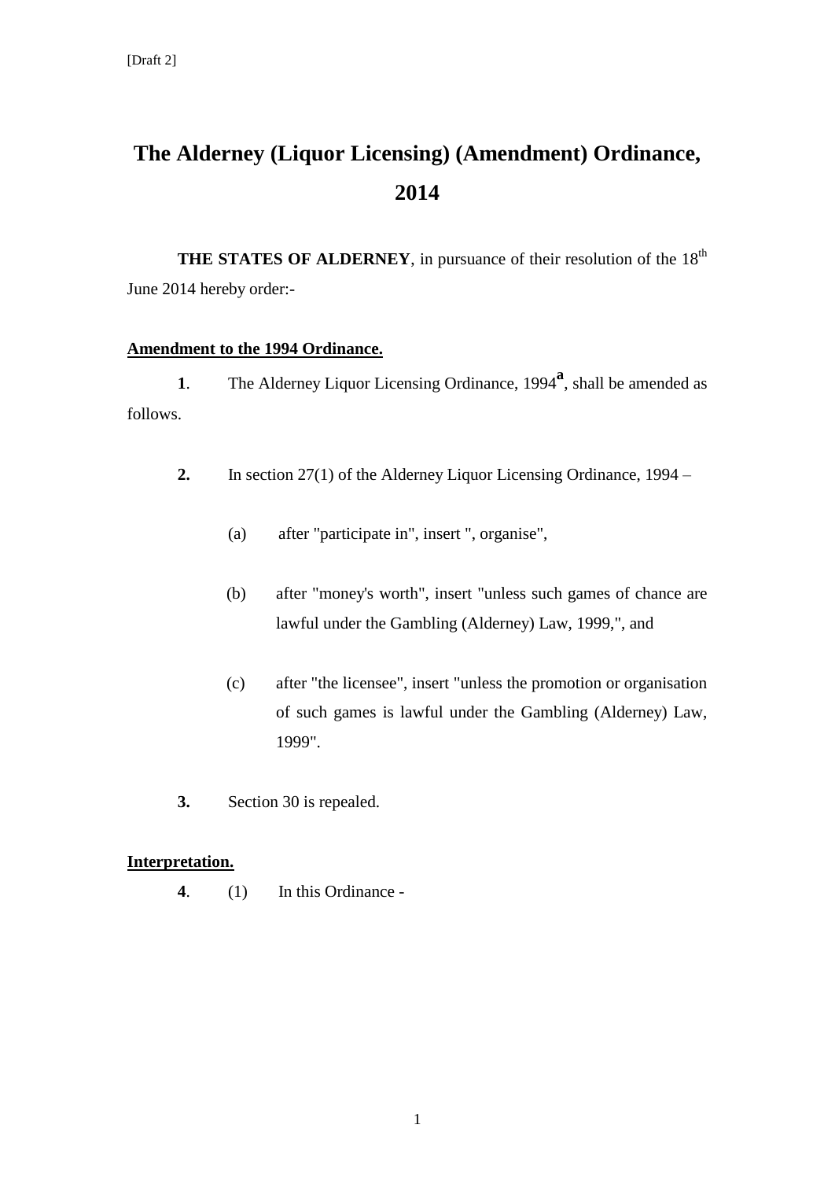[Draft 2]

# The Alderney (Liquor Licensing) (Amendment) Ordinance, 2014

**THE STATES OF ALDERNEY**, in pursuance of their resolution of the 18th June 2014 hereby order:-

**Amendment to the 1994 Ordinance.**

**1**. The Alderney Liquor Licensing Ordinance, 1994[a], shall be amended as follows.

**2.** In section 27(1) of the Alderney Liquor Licensing Ordinance, 1994 –

(a) after "participate in", insert ", organise",

(b) after "money's worth", insert "unless such games of chance are lawful under the Gambling (Alderney) Law, 1999,", and

(c) after "the licensee", insert "unless the promotion or organisation of such games is lawful under the Gambling (Alderney) Law, 1999".

**3.** Section 30 is repealed.

**Interpretation.**

**4**. (1) In this Ordinance -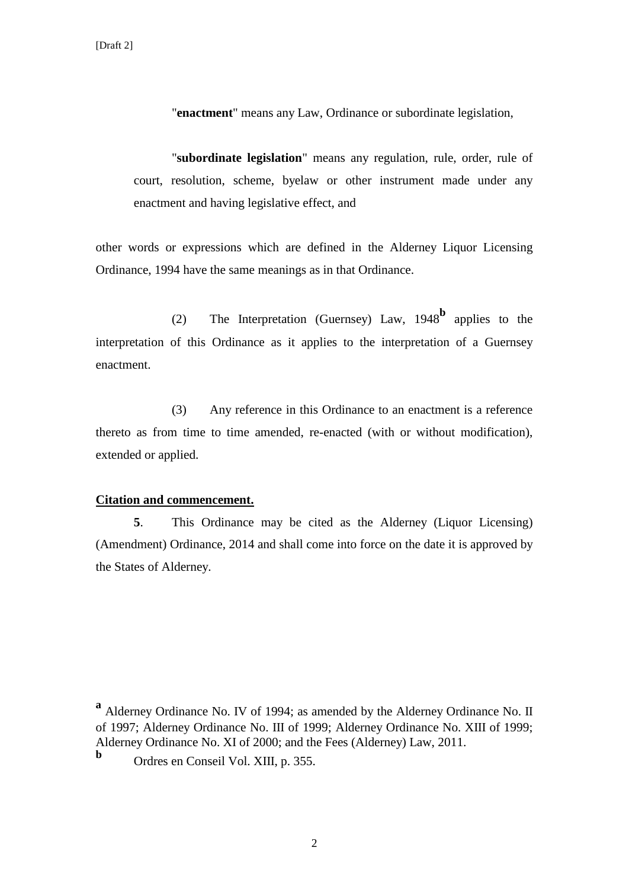"**enactment**" means any Law, Ordinance or subordinate legislation,

"**subordinate legislation**" means any regulation, rule, order, rule of court, resolution, scheme, byelaw or other instrument made under any enactment and having legislative effect, and

other words or expressions which are defined in the Alderney Liquor Licensing Ordinance, 1994 have the same meanings as in that Ordinance.

(2) The Interpretation (Guernsey) Law, 1948[b] applies to the interpretation of this Ordinance as it applies to the interpretation of a Guernsey enactment.

(3) Any reference in this Ordinance to an enactment is a reference thereto as from time to time amended, re-enacted (with or without modification), extended or applied.

**Citation and commencement.**

**5**. This Ordinance may be cited as the Alderney (Liquor Licensing) (Amendment) Ordinance, 2014 and shall come into force on the date it is approved by the States of Alderney.

---

[a] Alderney Ordinance No. IV of 1994; as amended by the Alderney Ordinance No. II of 1997; Alderney Ordinance No. III of 1999; Alderney Ordinance No. XIII of 1999; Alderney Ordinance No. XI of 2000; and the Fees (Alderney) Law, 2011.

[b] Ordres en Conseil Vol. XIII, p. 355.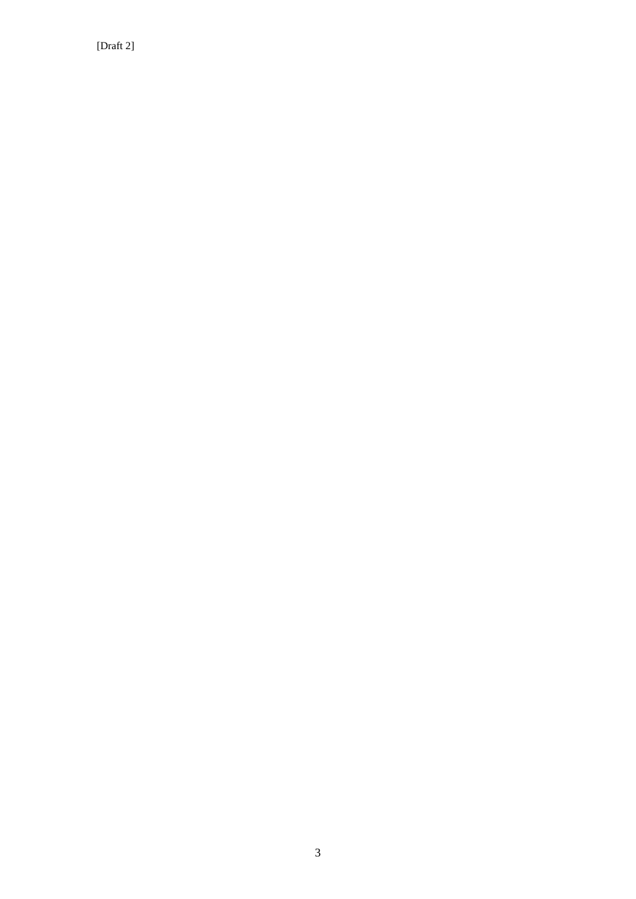[Draft 2]